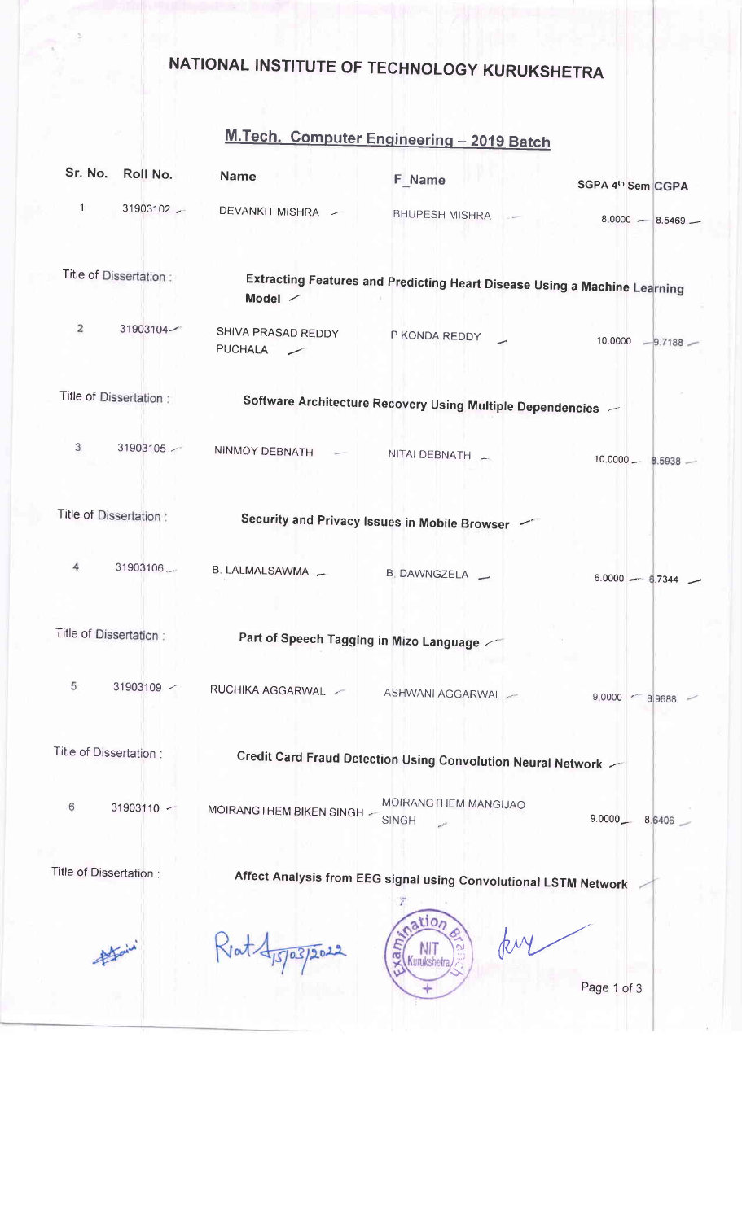# NATIONAL INSTITUTE OF TECHNOLOGY KURUKSHETRA

## M.Tech. Computer Engineering – 2019 Batch

| Sr. No. | Roll No. | Name | F_Name | SGPA 4th Sem | CGPA |
|---|---|---|---|---|---|
| 1 | 31903102 | DEVANKIT MISHRA | BHUPESH MISHRA | 8.0000 | 8.5469 |
| Title of Dissertation : | | **Extracting Features and Predicting Heart Disease Using a Machine Learning Model** | | | |
| 2 | 31903104 | SHIVA PRASAD REDDY PUCHALA | P KONDA REDDY | 10.0000 | 9.7188 |
| Title of Dissertation : | | **Software Architecture Recovery Using Multiple Dependencies** | | | |
| 3 | 31903105 | NINMOY DEBNATH | NITAI DEBNATH | 10.0000 | 8.5938 |
| Title of Dissertation : | | **Security and Privacy Issues in Mobile Browser** | | | |
| 4 | 31903106 | B. LALMALSAWMA | B. DAWNGZELA | 6.0000 | 6.7344 |
| Title of Dissertation : | | **Part of Speech Tagging in Mizo Language** | | | |
| 5 | 31903109 | RUCHIKA AGGARWAL | ASHWANI AGGARWAL | 9.0000 | 8.9688 |
| Title of Dissertation : | | **Credit Card Fraud Detection Using Convolution Neural Network** | | | |
| 6 | 31903110 | MOIRANGTHEM BIKEN SINGH | MOIRANGTHEM MANGIJAO SINGH | 9.0000 | 8.6406 |
| Title of Dissertation : | | **Affect Analysis from EEG signal using Convolutional LSTM Network** | | | |

Riat 15/03/2022

Examination Branch NIT Kurukshetra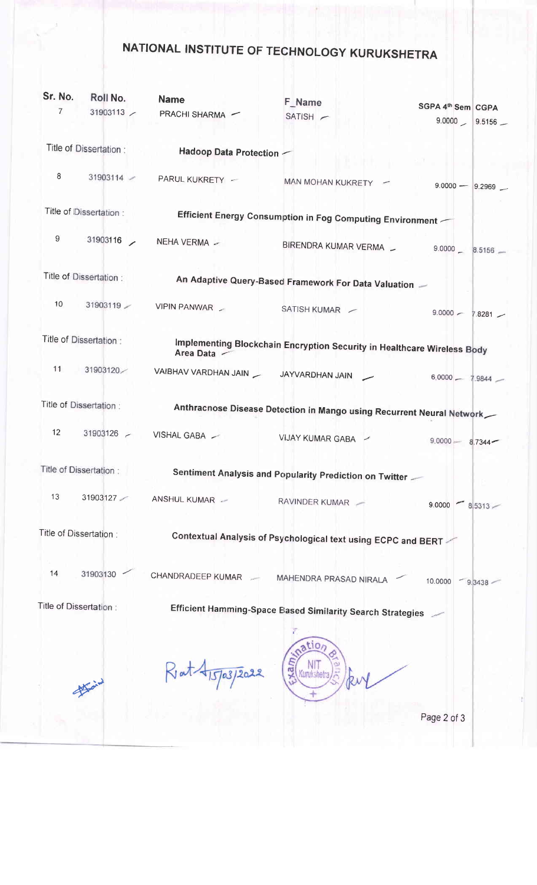# NATIONAL INSTITUTE OF TECHNOLOGY KURUKSHETRA

| Sr. No. | Roll No. | Name | F_Name | SGPA 4th Sem | CGPA |
|---|---|---|---|---|---|
| 7 | 31903113 | PRACHI SHARMA | SATISH | 9.0000 | 9.5156 |
| Title of Dissertation : | | **Hadoop Data Protection** | | | |
| 8 | 31903114 | PARUL KUKRETY | MAN MOHAN KUKRETY | 9.0000 | 9.2969 |
| Title of Dissertation : | | **Efficient Energy Consumption in Fog Computing Environment** | | | |
| 9 | 31903116 | NEHA VERMA | BIRENDRA KUMAR VERMA | 9.0000 | 8.5156 |
| Title of Dissertation : | | **An Adaptive Query-Based Framework For Data Valuation** | | | |
| 10 | 31903119 | VIPIN PANWAR | SATISH KUMAR | 9.0000 | 7.8281 |
| Title of Dissertation : | | **Implementing Blockchain Encryption Security in Healthcare Wireless Body Area Data** | | | |
| 11 | 31903120 | VAIBHAV VARDHAN JAIN | JAYVARDHAN JAIN | 6.0000 | 7.9844 |
| Title of Dissertation : | | **Anthracnose Disease Detection in Mango using Recurrent Neural Network** | | | |
| 12 | 31903126 | VISHAL GABA | VIJAY KUMAR GABA | 9.0000 | 8.7344 |
| Title of Dissertation : | | **Sentiment Analysis and Popularity Prediction on Twitter** | | | |
| 13 | 31903127 | ANSHUL KUMAR | RAVINDER KUMAR | 9.0000 | 8.5313 |
| Title of Dissertation : | | **Contextual Analysis of Psychological text using ECPC and BERT** | | | |
| 14 | 31903130 | CHANDRADEEP KUMAR | MAHENDRA PRASAD NIRALA | 10.0000 | 9.3438 |
| Title of Dissertation : | | **Efficient Hamming-Space Based Similarity Search Strategies** | | | |

Rat 15/03/2022

Examination Branch NIT Kurukshetra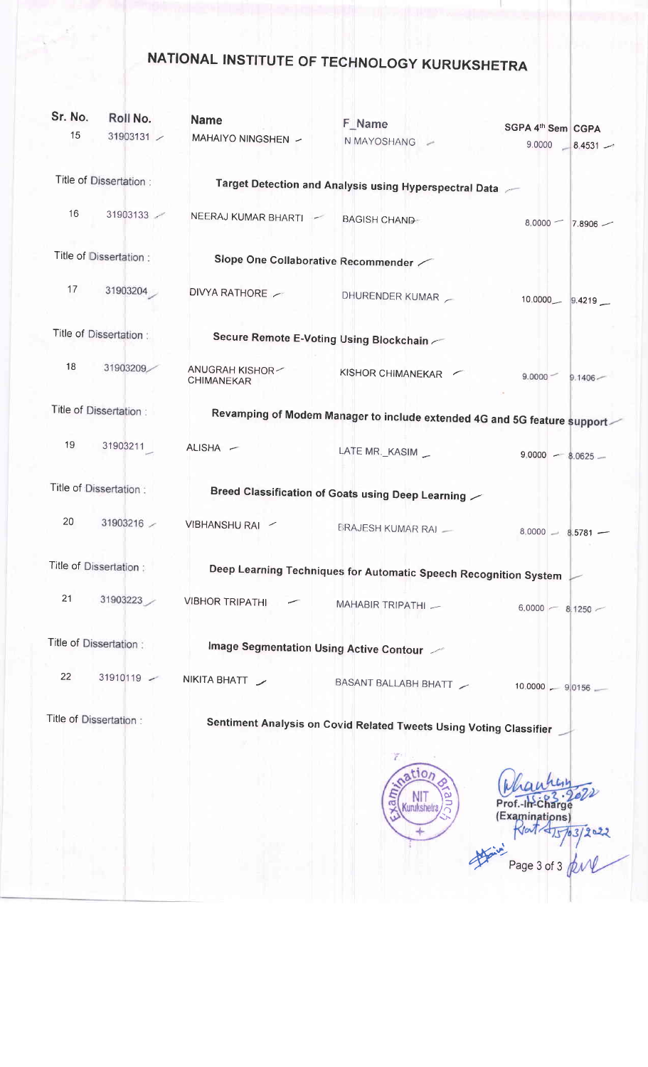# NATIONAL INSTITUTE OF TECHNOLOGY KURUKSHETRA

| Sr. No. | Roll No. | Name | F_Name | SGPA 4th Sem | CGPA |
|---|---|---|---|---|---|
| 15 | 31903131 | MAHAIYO NINGSHEN | N MAYOSHANG | 9.0000 | 8.4531 |
| Title of Dissertation : | | Target Detection and Analysis using Hyperspectral Data | | | |
| 16 | 31903133 | NEERAJ KUMAR BHARTI | BAGISH CHAND | 8.0000 | 7.8906 |
| Title of Dissertation : | | Slope One Collaborative Recommender | | | |
| 17 | 31903204 | DIVYA RATHORE | DHURENDER KUMAR | 10.0000 | 9.4219 |
| Title of Dissertation : | | Secure Remote E-Voting Using Blockchain | | | |
| 18 | 31903209 | ANUGRAH KISHOR CHIMANEKAR | KISHOR CHIMANEKAR | 9.0000 | 9.1406 |
| Title of Dissertation : | | Revamping of Modem Manager to include extended 4G and 5G feature support | | | |
| 19 | 31903211 | ALISHA | LATE MR._KASIM | 9.0000 | 8.0625 |
| Title of Dissertation : | | Breed Classification of Goats using Deep Learning | | | |
| 20 | 31903216 | VIBHANSHU RAI | BRAJESH KUMAR RAI | 8.0000 | 8.5781 |
| Title of Dissertation : | | Deep Learning Techniques for Automatic Speech Recognition System | | | |
| 21 | 31903223 | VIBHOR TRIPATHI | MAHABIR TRIPATHI | 6.0000 | 8.1250 |
| Title of Dissertation : | | Image Segmentation Using Active Contour | | | |
| 22 | 31910119 | NIKITA BHATT | BASANT BALLABH BHATT | 10.0000 | 9.0156 |
| Title of Dissertation : | | Sentiment Analysis on Covid Related Tweets Using Voting Classifier | | | |

Examination Branch NIT Kurukshetra

15.03.2022

Prof.-In-Charge (Examinations)

15/03/2022